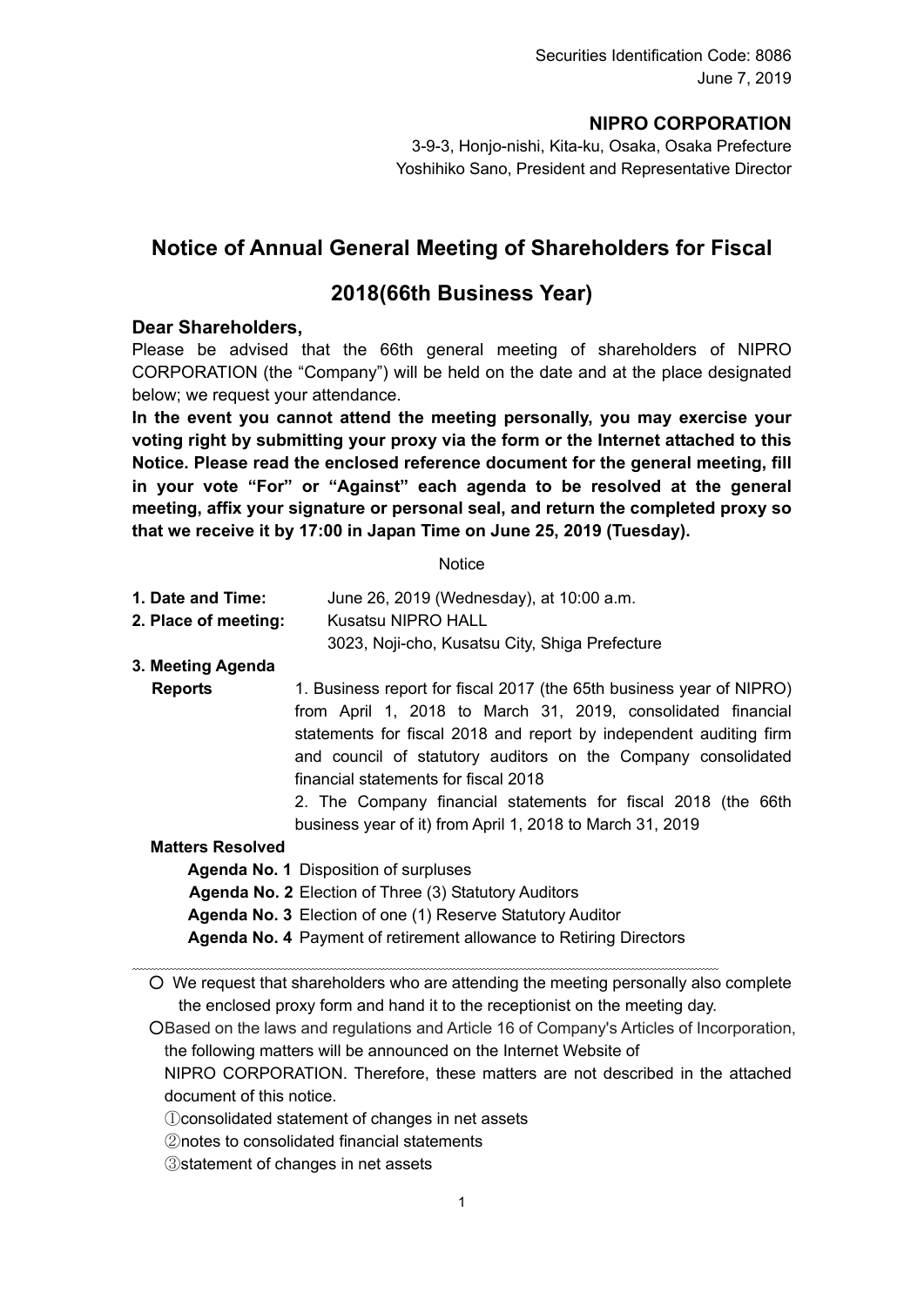Securities Identification Code: 8086
June 7, 2019

**NIPRO CORPORATION**
3-9-3, Honjo-nishi, Kita-ku, Osaka, Osaka Prefecture
Yoshihiko Sano, President and Representative Director

# Notice of Annual General Meeting of Shareholders for Fiscal 2018(66th Business Year)

**Dear Shareholders,**

Please be advised that the 66th general meeting of shareholders of NIPRO CORPORATION (the "Company") will be held on the date and at the place designated below; we request your attendance.

**In the event you cannot attend the meeting personally, you may exercise your voting right by submitting your proxy via the form or the Internet attached to this Notice. Please read the enclosed reference document for the general meeting, fill in your vote "For" or "Against" each agenda to be resolved at the general meeting, affix your signature or personal seal, and return the completed proxy so that we receive it by 17:00 in Japan Time on June 25, 2019 (Tuesday).**

Notice

**1. Date and Time:** June 26, 2019 (Wednesday), at 10:00 a.m.

**2. Place of meeting:** Kusatsu NIPRO HALL
3023, Noji-cho, Kusatsu City, Shiga Prefecture

**3. Meeting Agenda**

**Reports**

1. Business report for fiscal 2017 (the 65th business year of NIPRO) from April 1, 2018 to March 31, 2019, consolidated financial statements for fiscal 2018 and report by independent auditing firm and council of statutory auditors on the Company consolidated financial statements for fiscal 2018
2. The Company financial statements for fiscal 2018 (the 66th business year of it) from April 1, 2018 to March 31, 2019

**Matters Resolved**

**Agenda No. 1** Disposition of surpluses
**Agenda No. 2** Election of Three (3) Statutory Auditors
**Agenda No. 3** Election of one (1) Reserve Statutory Auditor
**Agenda No. 4** Payment of retirement allowance to Retiring Directors

---

○ We request that shareholders who are attending the meeting personally also complete the enclosed proxy form and hand it to the receptionist on the meeting day.

○Based on the laws and regulations and Article 16 of Company's Articles of Incorporation, the following matters will be announced on the Internet Website of NIPRO CORPORATION. Therefore, these matters are not described in the attached document of this notice.

①consolidated statement of changes in net assets
②notes to consolidated financial statements
③statement of changes in net assets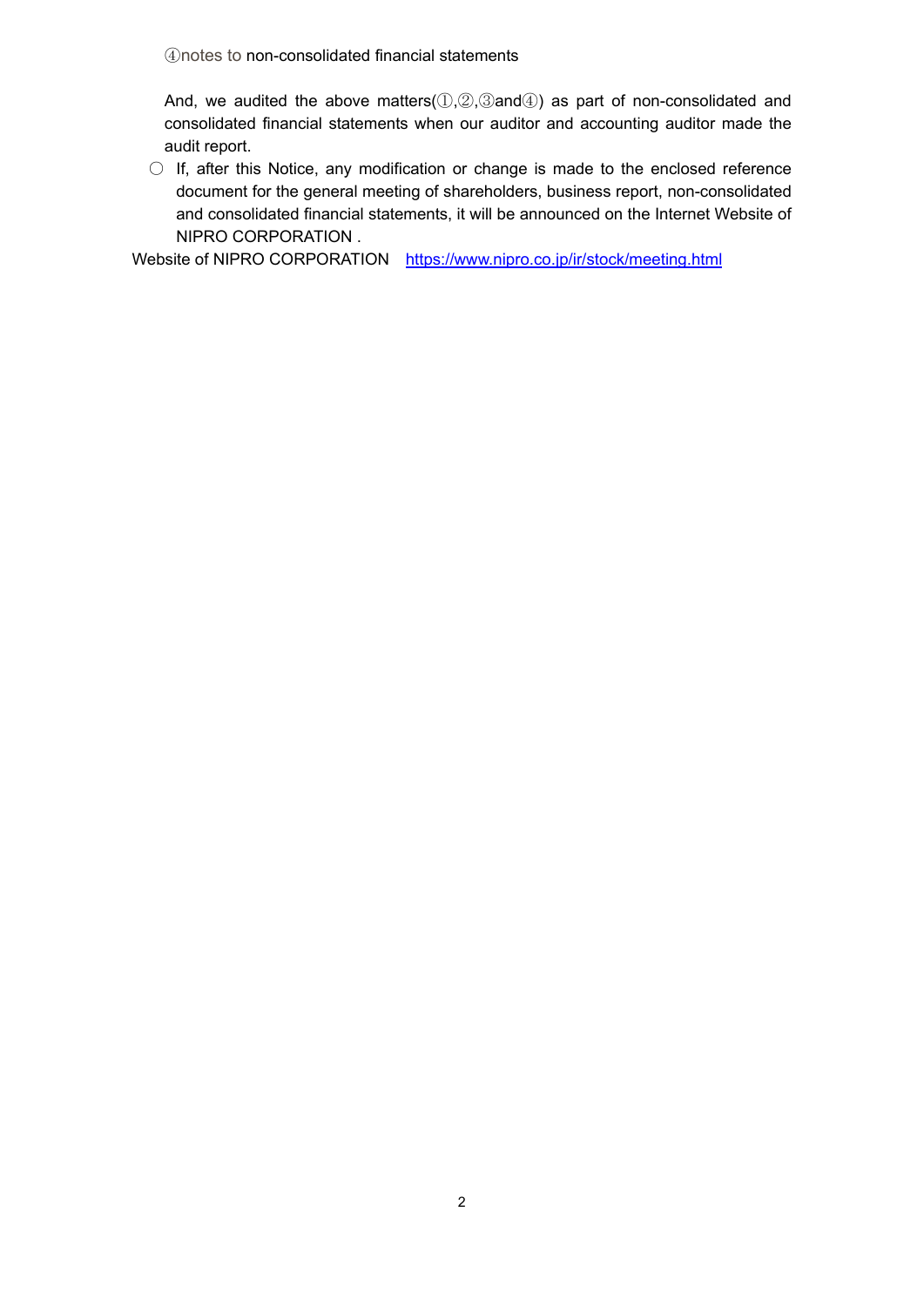④notes to non-consolidated financial statements

And, we audited the above matters(①,②,③and④) as part of non-consolidated and consolidated financial statements when our auditor and accounting auditor made the audit report.

○ If, after this Notice, any modification or change is made to the enclosed reference document for the general meeting of shareholders, business report, non-consolidated and consolidated financial statements, it will be announced on the Internet Website of NIPRO CORPORATION .

Website of NIPRO CORPORATION https://www.nipro.co.jp/ir/stock/meeting.html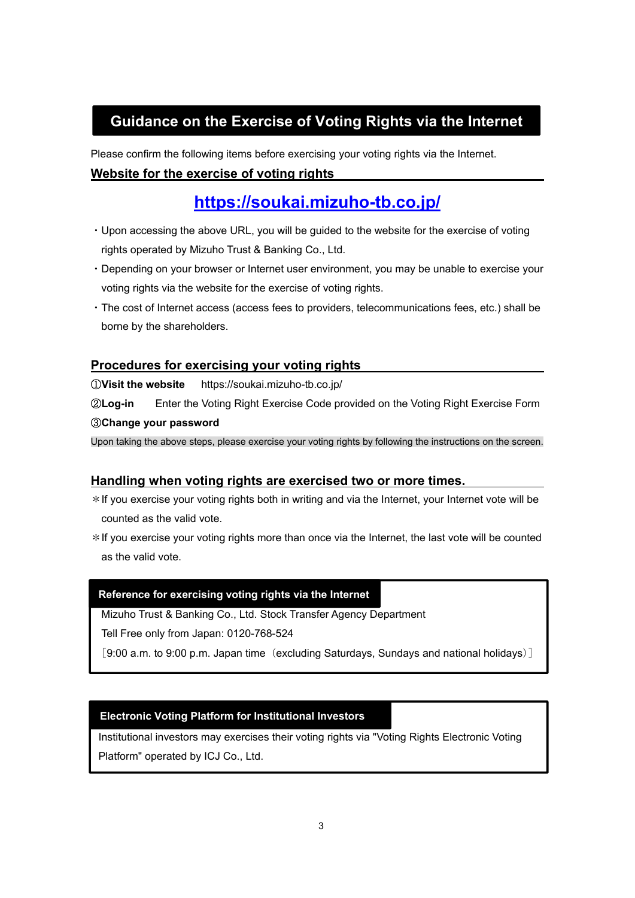# Guidance on the Exercise of Voting Rights via the Internet

Please confirm the following items before exercising your voting rights via the Internet.

## Website for the exercise of voting rights

**https://soukai.mizuho-tb.co.jp/**

・Upon accessing the above URL, you will be guided to the website for the exercise of voting rights operated by Mizuho Trust & Banking Co., Ltd.

・Depending on your browser or Internet user environment, you may be unable to exercise your voting rights via the website for the exercise of voting rights.

・The cost of Internet access (access fees to providers, telecommunications fees, etc.) shall be borne by the shareholders.

## Procedures for exercising your voting rights

①**Visit the website**　https://soukai.mizuho-tb.co.jp/

②**Log-in**　Enter the Voting Right Exercise Code provided on the Voting Right Exercise Form

③**Change your password**

Upon taking the above steps, please exercise your voting rights by following the instructions on the screen.

## Handling when voting rights are exercised two or more times.

＊If you exercise your voting rights both in writing and via the Internet, your Internet vote will be counted as the valid vote.

＊If you exercise your voting rights more than once via the Internet, the last vote will be counted as the valid vote.

**Reference for exercising voting rights via the Internet**

Mizuho Trust & Banking Co., Ltd. Stock Transfer Agency Department

Tell Free only from Japan: 0120-768-524

［9:00 a.m. to 9:00 p.m. Japan time（excluding Saturdays, Sundays and national holidays）］

**Electronic Voting Platform for Institutional Investors**

Institutional investors may exercises their voting rights via "Voting Rights Electronic Voting Platform" operated by ICJ Co., Ltd.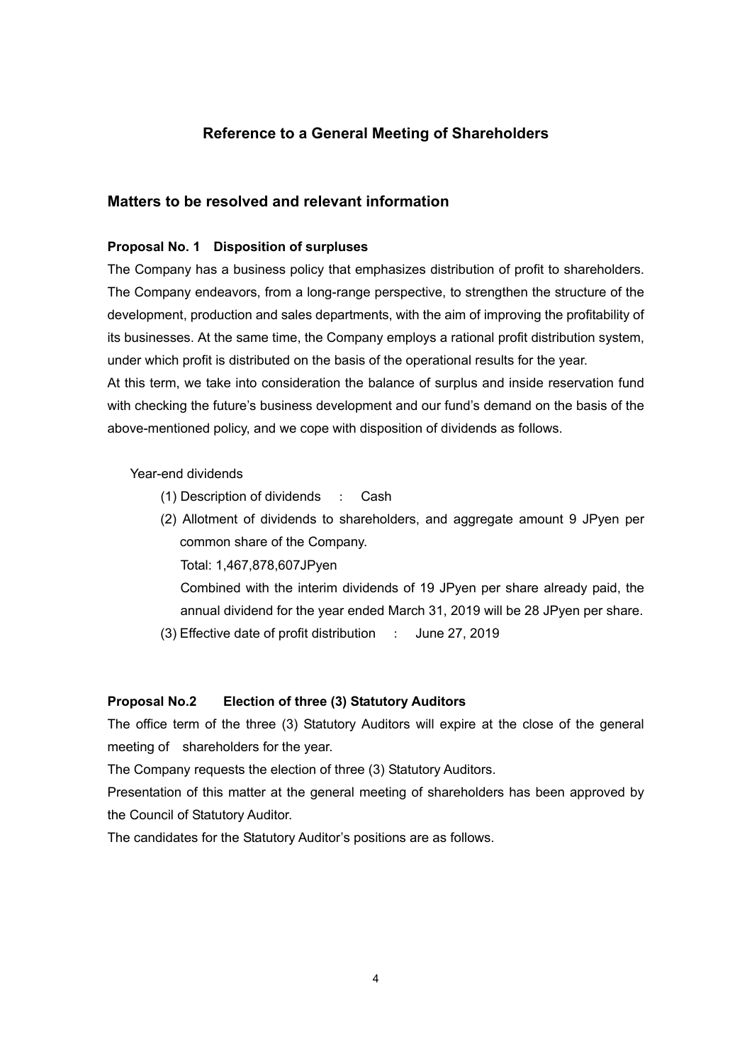## Reference to a General Meeting of Shareholders

### Matters to be resolved and relevant information

**Proposal No. 1　Disposition of surpluses**

The Company has a business policy that emphasizes distribution of profit to shareholders. The Company endeavors, from a long-range perspective, to strengthen the structure of the development, production and sales departments, with the aim of improving the profitability of its businesses. At the same time, the Company employs a rational profit distribution system, under which profit is distributed on the basis of the operational results for the year.

At this term, we take into consideration the balance of surplus and inside reservation fund with checking the future's business development and our fund's demand on the basis of the above-mentioned policy, and we cope with disposition of dividends as follows.

Year-end dividends

(1) Description of dividends　:　Cash

(2) Allotment of dividends to shareholders, and aggregate amount 9 JPyen per common share of the Company.

Total: 1,467,878,607JPyen

Combined with the interim dividends of 19 JPyen per share already paid, the annual dividend for the year ended March 31, 2019 will be 28 JPyen per share.

(3) Effective date of profit distribution　:　June 27, 2019

**Proposal No.2　　Election of three (3) Statutory Auditors**

The office term of the three (3) Statutory Auditors will expire at the close of the general meeting of shareholders for the year.

The Company requests the election of three (3) Statutory Auditors.

Presentation of this matter at the general meeting of shareholders has been approved by the Council of Statutory Auditor.

The candidates for the Statutory Auditor's positions are as follows.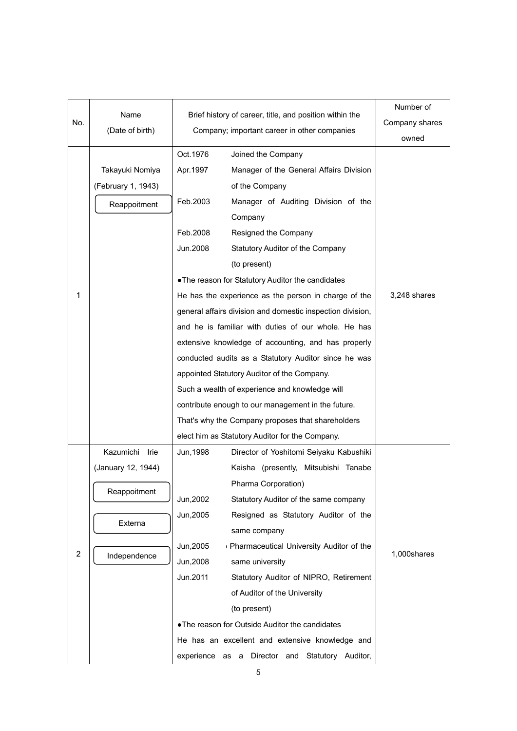| No. | Name (Date of birth) | Brief history of career, title, and position within the Company; important career in other companies | Number of Company shares owned |
|---|---|---|---|
| 1 | Takayuki Nomiya (February 1, 1943) Reappoitment | Oct.1976 Joined the Company<br>Apr.1997 Manager of the General Affairs Division of the Company<br>Feb.2003 Manager of Auditing Division of the Company<br>Feb.2008 Resigned the Company<br>Jun.2008 Statutory Auditor of the Company (to present)<br>●The reason for Statutory Auditor the candidates<br>He has the experience as the person in charge of the general affairs division and domestic inspection division, and he is familiar with duties of our whole. He has extensive knowledge of accounting, and has properly conducted audits as a Statutory Auditor since he was appointed Statutory Auditor of the Company.<br>Such a wealth of experience and knowledge will contribute enough to our management in the future.<br>That's why the Company proposes that shareholders elect him as Statutory Auditor for the Company. | 3,248 shares |
| 2 | Kazumichi Irie (January 12, 1944) Reappoitment Externa Independence | Jun,1998 Director of Yoshitomi Seiyaku Kabushiki Kaisha (presently, Mitsubishi Tanabe Pharma Corporation)<br>Jun,2002 Statutory Auditor of the same company<br>Jun,2005 Resigned as Statutory Auditor of the same company<br>Jun,2005 Pharmaceutical University Auditor of the<br>Jun,2008 same university<br>Jun.2011 Statutory Auditor of NIPRO, Retirement of Auditor of the University (to present)<br>●The reason for Outside Auditor the candidates<br>He has an excellent and extensive knowledge and experience as a Director and Statutory Auditor, | 1,000shares |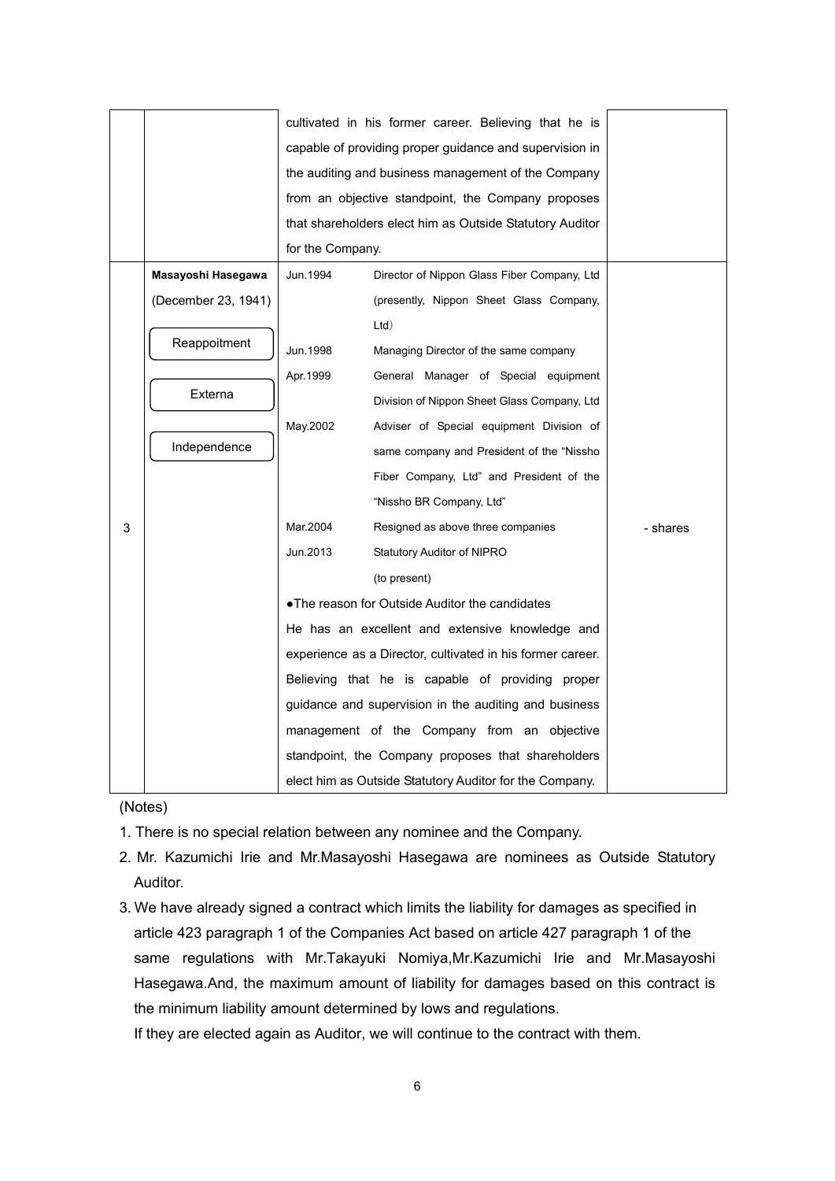| | | | |
|---|---|---|---|
| | | cultivated in his former career. Believing that he is capable of providing proper guidance and supervision in the auditing and business management of the Company from an objective standpoint, the Company proposes that shareholders elect him as Outside Statutory Auditor for the Company. | |
| 3 | **Masayoshi Hasegawa** (December 23, 1941) Reappoitment Externa Independence | Jun.1994 Director of Nippon Glass Fiber Company, Ltd (presently, Nippon Sheet Glass Company, Ltd) <br> Jun.1998 Managing Director of the same company <br> Apr.1999 General Manager of Special equipment Division of Nippon Sheet Glass Company, Ltd <br> May.2002 Adviser of Special equipment Division of same company and President of the "Nissho Fiber Company, Ltd" and President of the "Nissho BR Company, Ltd" <br> Mar.2004 Resigned as above three companies <br> Jun.2013 Statutory Auditor of NIPRO (to present) <br> ●The reason for Outside Auditor the candidates <br> He has an excellent and extensive knowledge and experience as a Director, cultivated in his former career. Believing that he is capable of providing proper guidance and supervision in the auditing and business management of the Company from an objective standpoint, the Company proposes that shareholders elect him as Outside Statutory Auditor for the Company. | - shares |

(Notes)

1. There is no special relation between any nominee and the Company.
2. Mr. Kazumichi Irie and Mr.Masayoshi Hasegawa are nominees as Outside Statutory Auditor.
3. We have already signed a contract which limits the liability for damages as specified in article 423 paragraph 1 of the Companies Act based on article 427 paragraph 1 of the same regulations with Mr.Takayuki Nomiya,Mr.Kazumichi Irie and Mr.Masayoshi Hasegawa.And, the maximum amount of liability for damages based on this contract is the minimum liability amount determined by lows and regulations.

   If they are elected again as Auditor, we will continue to the contract with them.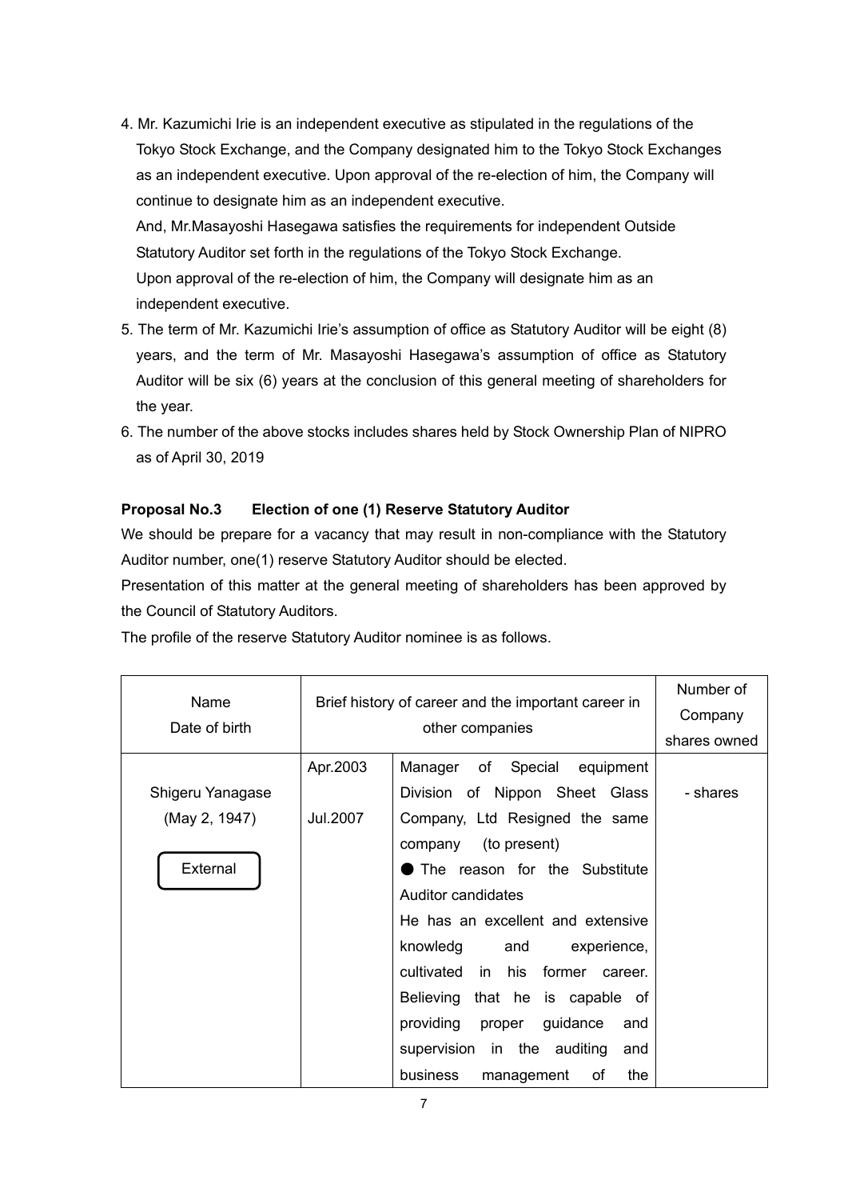4. Mr. Kazumichi Irie is an independent executive as stipulated in the regulations of the Tokyo Stock Exchange, and the Company designated him to the Tokyo Stock Exchanges as an independent executive. Upon approval of the re-election of him, the Company will continue to designate him as an independent executive.
   And, Mr.Masayoshi Hasegawa satisfies the requirements for independent Outside Statutory Auditor set forth in the regulations of the Tokyo Stock Exchange.
   Upon approval of the re-election of him, the Company will designate him as an independent executive.
5. The term of Mr. Kazumichi Irie's assumption of office as Statutory Auditor will be eight (8) years, and the term of Mr. Masayoshi Hasegawa's assumption of office as Statutory Auditor will be six (6) years at the conclusion of this general meeting of shareholders for the year.
6. The number of the above stocks includes shares held by Stock Ownership Plan of NIPRO as of April 30, 2019

**Proposal No.3 Election of one (1) Reserve Statutory Auditor**

We should be prepare for a vacancy that may result in non-compliance with the Statutory Auditor number, one(1) reserve Statutory Auditor should be elected.

Presentation of this matter at the general meeting of shareholders has been approved by the Council of Statutory Auditors.

The profile of the reserve Statutory Auditor nominee is as follows.

| Name<br>Date of birth | Brief history of career and the important career in other companies | | Number of Company shares owned |
|---|---|---|---|
| Shigeru Yanagase<br>(May 2, 1947)<br>External | Apr.2003<br><br>Jul.2007 | Manager of Special equipment Division of Nippon Sheet Glass Company, Ltd Resigned the same company (to present)<br>● The reason for the Substitute Auditor candidates<br>He has an excellent and extensive knowledg and experience, cultivated in his former career. Believing that he is capable of providing proper guidance and supervision in the auditing and business management of the | - shares |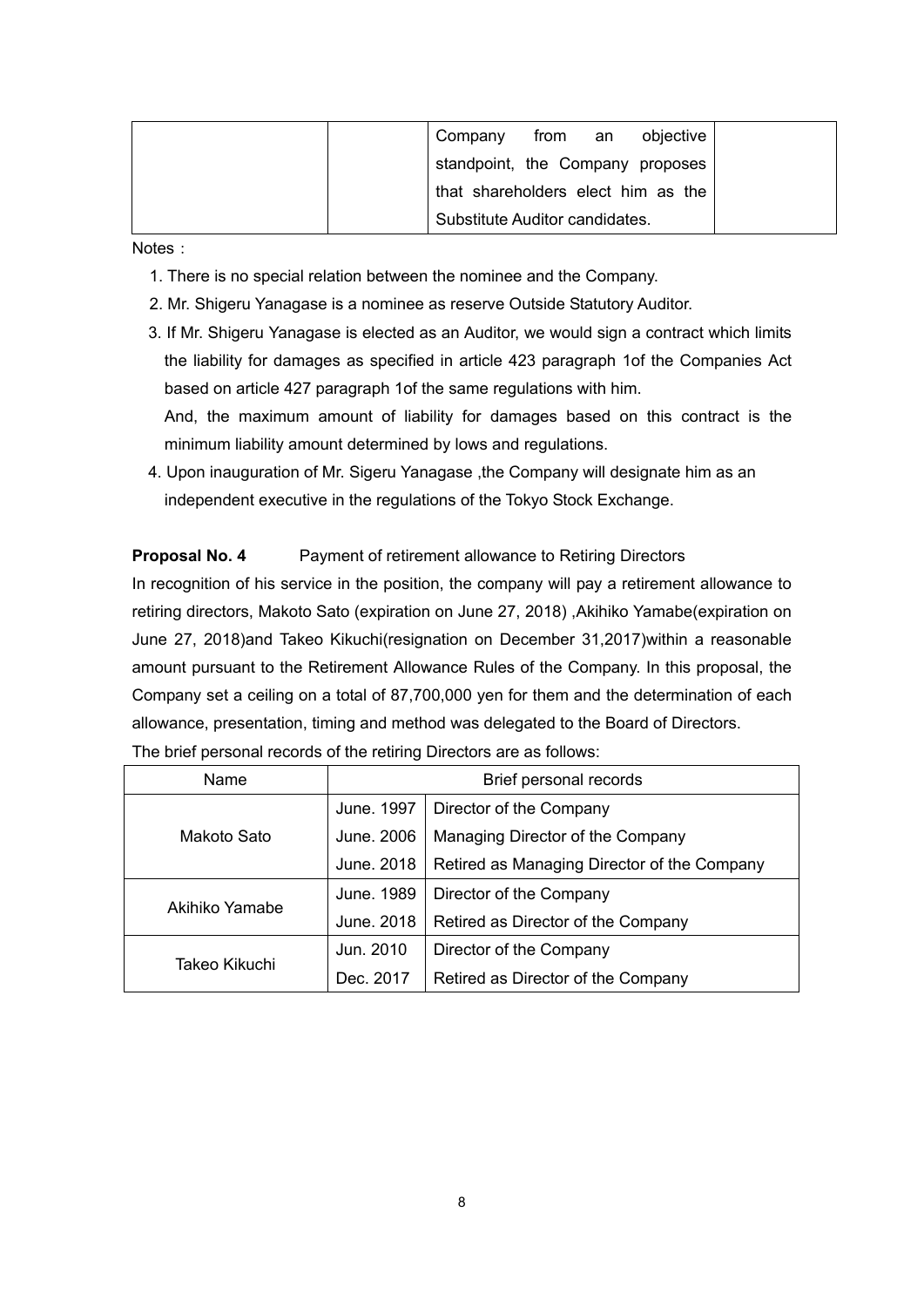| | | | |
|---|---|---|---|
| | | Company from an objective standpoint, the Company proposes that shareholders elect him as the Substitute Auditor candidates. | |

Notes：

1. There is no special relation between the nominee and the Company.
2. Mr. Shigeru Yanagase is a nominee as reserve Outside Statutory Auditor.
3. If Mr. Shigeru Yanagase is elected as an Auditor, we would sign a contract which limits the liability for damages as specified in article 423 paragraph 1of the Companies Act based on article 427 paragraph 1of the same regulations with him.
   And, the maximum amount of liability for damages based on this contract is the minimum liability amount determined by lows and regulations.
4. Upon inauguration of Mr. Sigeru Yanagase ,the Company will designate him as an independent executive in the regulations of the Tokyo Stock Exchange.

**Proposal No. 4** Payment of retirement allowance to Retiring Directors

In recognition of his service in the position, the company will pay a retirement allowance to retiring directors, Makoto Sato (expiration on June 27, 2018) ,Akihiko Yamabe(expiration on June 27, 2018)and Takeo Kikuchi(resignation on December 31,2017)within a reasonable amount pursuant to the Retirement Allowance Rules of the Company. In this proposal, the Company set a ceiling on a total of 87,700,000 yen for them and the determination of each allowance, presentation, timing and method was delegated to the Board of Directors.

The brief personal records of the retiring Directors are as follows:

| Name | Brief personal records | |
|---|---|---|
| Makoto Sato | June. 1997 | Director of the Company |
| | June. 2006 | Managing Director of the Company |
| | June. 2018 | Retired as Managing Director of the Company |
| Akihiko Yamabe | June. 1989 | Director of the Company |
| | June. 2018 | Retired as Director of the Company |
| Takeo Kikuchi | Jun. 2010 | Director of the Company |
| | Dec. 2017 | Retired as Director of the Company |